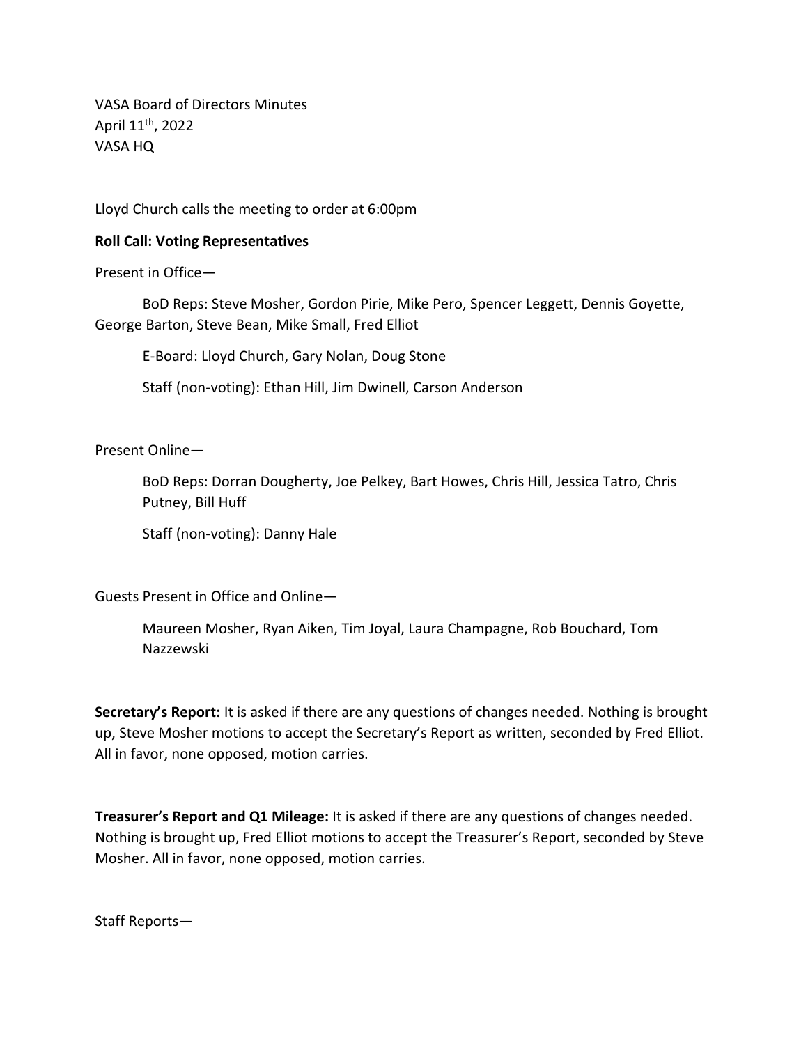VASA Board of Directors Minutes
April 11th, 2022
VASA HQ

Lloyd Church calls the meeting to order at 6:00pm

**Roll Call: Voting Representatives**

Present in Office—

BoD Reps: Steve Mosher, Gordon Pirie, Mike Pero, Spencer Leggett, Dennis Goyette, George Barton, Steve Bean, Mike Small, Fred Elliot

E-Board: Lloyd Church, Gary Nolan, Doug Stone

Staff (non-voting): Ethan Hill, Jim Dwinell, Carson Anderson

Present Online—

BoD Reps: Dorran Dougherty, Joe Pelkey, Bart Howes, Chris Hill, Jessica Tatro, Chris Putney, Bill Huff

Staff (non-voting): Danny Hale

Guests Present in Office and Online—

Maureen Mosher, Ryan Aiken, Tim Joyal, Laura Champagne, Rob Bouchard, Tom Nazzewski

**Secretary's Report:** It is asked if there are any questions of changes needed. Nothing is brought up, Steve Mosher motions to accept the Secretary's Report as written, seconded by Fred Elliot. All in favor, none opposed, motion carries.

**Treasurer's Report and Q1 Mileage:** It is asked if there are any questions of changes needed. Nothing is brought up, Fred Elliot motions to accept the Treasurer's Report, seconded by Steve Mosher. All in favor, none opposed, motion carries.

Staff Reports—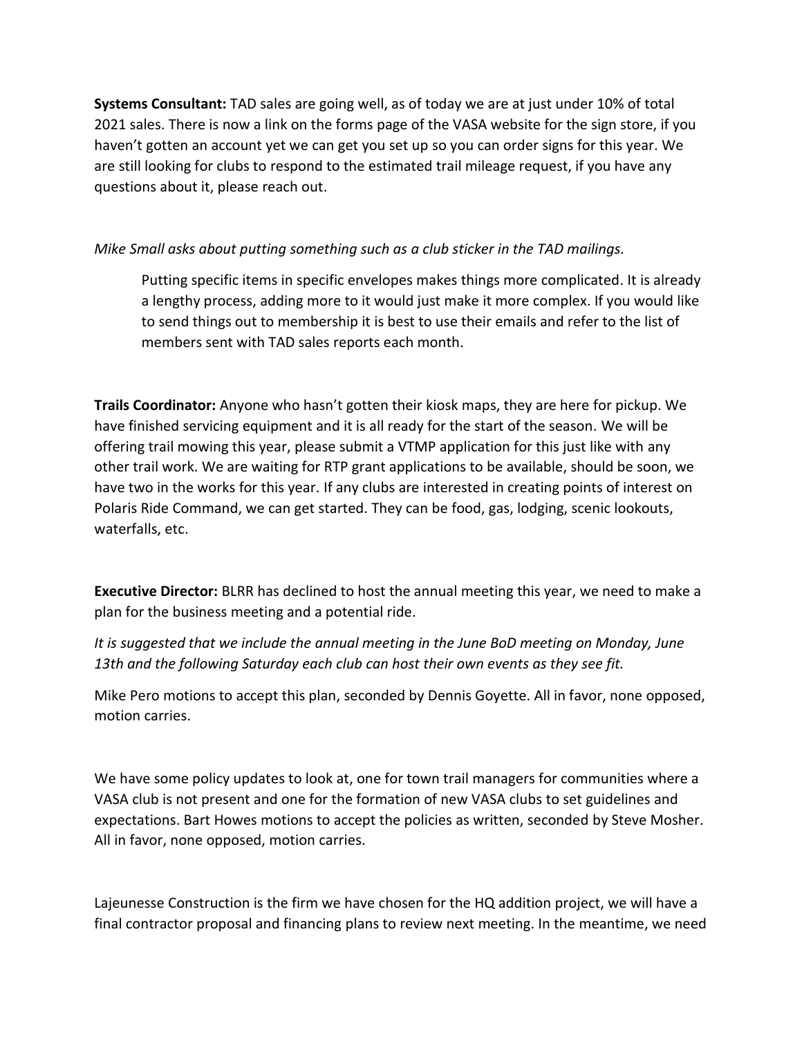**Systems Consultant:** TAD sales are going well, as of today we are at just under 10% of total 2021 sales. There is now a link on the forms page of the VASA website for the sign store, if you haven't gotten an account yet we can get you set up so you can order signs for this year. We are still looking for clubs to respond to the estimated trail mileage request, if you have any questions about it, please reach out.

*Mike Small asks about putting something such as a club sticker in the TAD mailings.*

> Putting specific items in specific envelopes makes things more complicated. It is already a lengthy process, adding more to it would just make it more complex. If you would like to send things out to membership it is best to use their emails and refer to the list of members sent with TAD sales reports each month.

**Trails Coordinator:** Anyone who hasn't gotten their kiosk maps, they are here for pickup. We have finished servicing equipment and it is all ready for the start of the season. We will be offering trail mowing this year, please submit a VTMP application for this just like with any other trail work. We are waiting for RTP grant applications to be available, should be soon, we have two in the works for this year. If any clubs are interested in creating points of interest on Polaris Ride Command, we can get started. They can be food, gas, lodging, scenic lookouts, waterfalls, etc.

**Executive Director:** BLRR has declined to host the annual meeting this year, we need to make a plan for the business meeting and a potential ride.

*It is suggested that we include the annual meeting in the June BoD meeting on Monday, June 13th and the following Saturday each club can host their own events as they see fit.*

Mike Pero motions to accept this plan, seconded by Dennis Goyette. All in favor, none opposed, motion carries.

We have some policy updates to look at, one for town trail managers for communities where a VASA club is not present and one for the formation of new VASA clubs to set guidelines and expectations. Bart Howes motions to accept the policies as written, seconded by Steve Mosher. All in favor, none opposed, motion carries.

Lajeunesse Construction is the firm we have chosen for the HQ addition project, we will have a final contractor proposal and financing plans to review next meeting. In the meantime, we need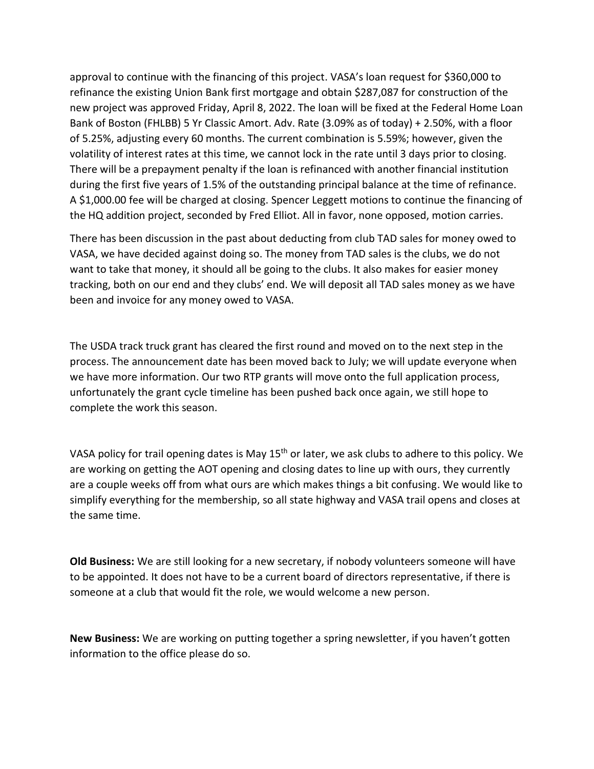approval to continue with the financing of this project. VASA's loan request for $360,000 to refinance the existing Union Bank first mortgage and obtain $287,087 for construction of the new project was approved Friday, April 8, 2022. The loan will be fixed at the Federal Home Loan Bank of Boston (FHLBB) 5 Yr Classic Amort. Adv. Rate (3.09% as of today) + 2.50%, with a floor of 5.25%, adjusting every 60 months. The current combination is 5.59%; however, given the volatility of interest rates at this time, we cannot lock in the rate until 3 days prior to closing. There will be a prepayment penalty if the loan is refinanced with another financial institution during the first five years of 1.5% of the outstanding principal balance at the time of refinance. A $1,000.00 fee will be charged at closing. Spencer Leggett motions to continue the financing of the HQ addition project, seconded by Fred Elliot. All in favor, none opposed, motion carries.

There has been discussion in the past about deducting from club TAD sales for money owed to VASA, we have decided against doing so. The money from TAD sales is the clubs, we do not want to take that money, it should all be going to the clubs. It also makes for easier money tracking, both on our end and they clubs' end. We will deposit all TAD sales money as we have been and invoice for any money owed to VASA.

The USDA track truck grant has cleared the first round and moved on to the next step in the process. The announcement date has been moved back to July; we will update everyone when we have more information. Our two RTP grants will move onto the full application process, unfortunately the grant cycle timeline has been pushed back once again, we still hope to complete the work this season.

VASA policy for trail opening dates is May 15th or later, we ask clubs to adhere to this policy. We are working on getting the AOT opening and closing dates to line up with ours, they currently are a couple weeks off from what ours are which makes things a bit confusing. We would like to simplify everything for the membership, so all state highway and VASA trail opens and closes at the same time.

**Old Business:** We are still looking for a new secretary, if nobody volunteers someone will have to be appointed. It does not have to be a current board of directors representative, if there is someone at a club that would fit the role, we would welcome a new person.

**New Business:** We are working on putting together a spring newsletter, if you haven't gotten information to the office please do so.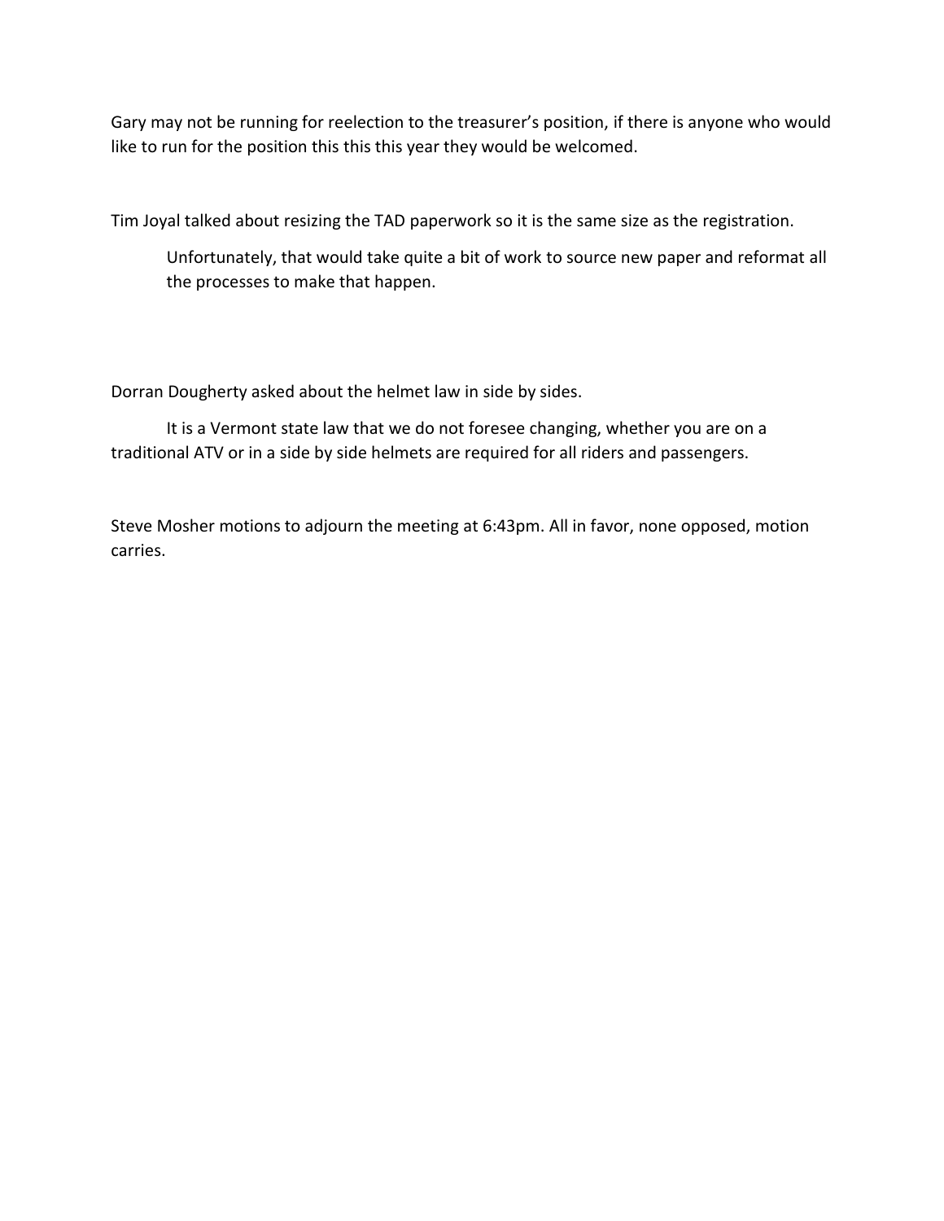Gary may not be running for reelection to the treasurer's position, if there is anyone who would like to run for the position this this this year they would be welcomed.

Tim Joyal talked about resizing the TAD paperwork so it is the same size as the registration.

> Unfortunately, that would take quite a bit of work to source new paper and reformat all the processes to make that happen.

Dorran Dougherty asked about the helmet law in side by sides.

It is a Vermont state law that we do not foresee changing, whether you are on a traditional ATV or in a side by side helmets are required for all riders and passengers.

Steve Mosher motions to adjourn the meeting at 6:43pm. All in favor, none opposed, motion carries.